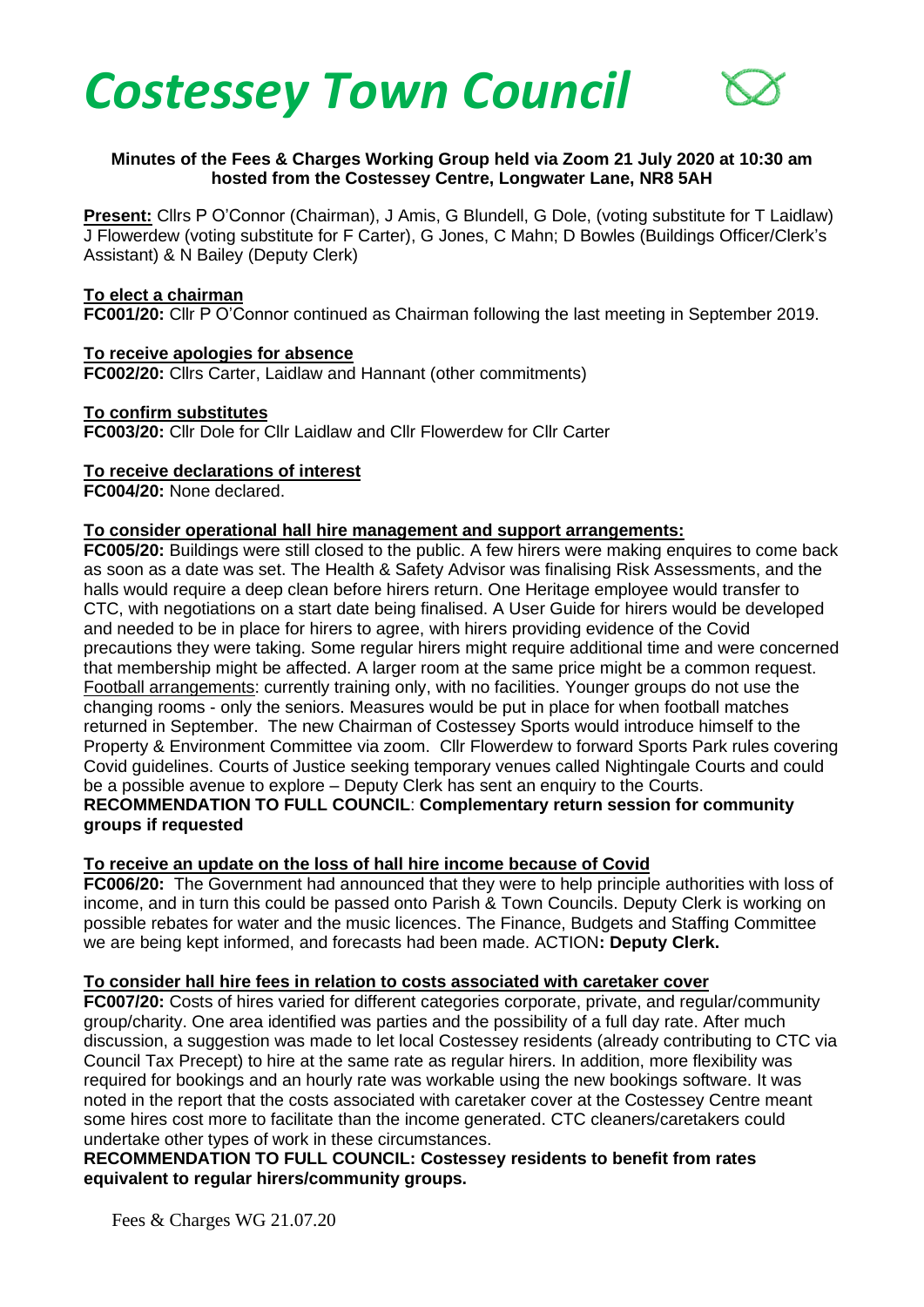# *Costessey Town Council*

**Minutes of the Fees & Charges Working Group held via Zoom 21 July 2020 at 10:30 am hosted from the Costessey Centre, Longwater Lane, NR8 5AH**

**Present:** Cllrs P O'Connor (Chairman), J Amis, G Blundell, G Dole, (voting substitute for T Laidlaw) J Flowerdew (voting substitute for F Carter), G Jones, C Mahn; D Bowles (Buildings Officer/Clerk's Assistant) & N Bailey (Deputy Clerk)

**To elect a chairman**

**FC001/20:** Cllr P O'Connor continued as Chairman following the last meeting in September 2019.

**To receive apologies for absence**

**FC002/20:** Cllrs Carter, Laidlaw and Hannant (other commitments)

**To confirm substitutes**

**FC003/20:** Cllr Dole for Cllr Laidlaw and Cllr Flowerdew for Cllr Carter

**To receive declarations of interest**

**FC004/20:** None declared.

**To consider operational hall hire management and support arrangements:**

**FC005/20:** Buildings were still closed to the public. A few hirers were making enquires to come back as soon as a date was set. The Health & Safety Advisor was finalising Risk Assessments, and the halls would require a deep clean before hirers return. One Heritage employee would transfer to CTC, with negotiations on a start date being finalised. A User Guide for hirers would be developed and needed to be in place for hirers to agree, with hirers providing evidence of the Covid precautions they were taking. Some regular hirers might require additional time and were concerned that membership might be affected. A larger room at the same price might be a common request. Football arrangements: currently training only, with no facilities. Younger groups do not use the changing rooms - only the seniors. Measures would be put in place for when football matches returned in September. The new Chairman of Costessey Sports would introduce himself to the Property & Environment Committee via zoom. Cllr Flowerdew to forward Sports Park rules covering Covid guidelines. Courts of Justice seeking temporary venues called Nightingale Courts and could be a possible avenue to explore – Deputy Clerk has sent an enquiry to the Courts.

**RECOMMENDATION TO FULL COUNCIL**: **Complementary return session for community groups if requested**

**To receive an update on the loss of hall hire income because of Covid**

**FC006/20:** The Government had announced that they were to help principle authorities with loss of income, and in turn this could be passed onto Parish & Town Councils. Deputy Clerk is working on possible rebates for water and the music licences. The Finance, Budgets and Staffing Committee we are being kept informed, and forecasts had been made. ACTION**: Deputy Clerk.**

**To consider hall hire fees in relation to costs associated with caretaker cover**

**FC007/20:** Costs of hires varied for different categories corporate, private, and regular/community group/charity. One area identified was parties and the possibility of a full day rate. After much discussion, a suggestion was made to let local Costessey residents (already contributing to CTC via Council Tax Precept) to hire at the same rate as regular hirers. In addition, more flexibility was required for bookings and an hourly rate was workable using the new bookings software. It was noted in the report that the costs associated with caretaker cover at the Costessey Centre meant some hires cost more to facilitate than the income generated. CTC cleaners/caretakers could undertake other types of work in these circumstances.

**RECOMMENDATION TO FULL COUNCIL: Costessey residents to benefit from rates equivalent to regular hirers/community groups.**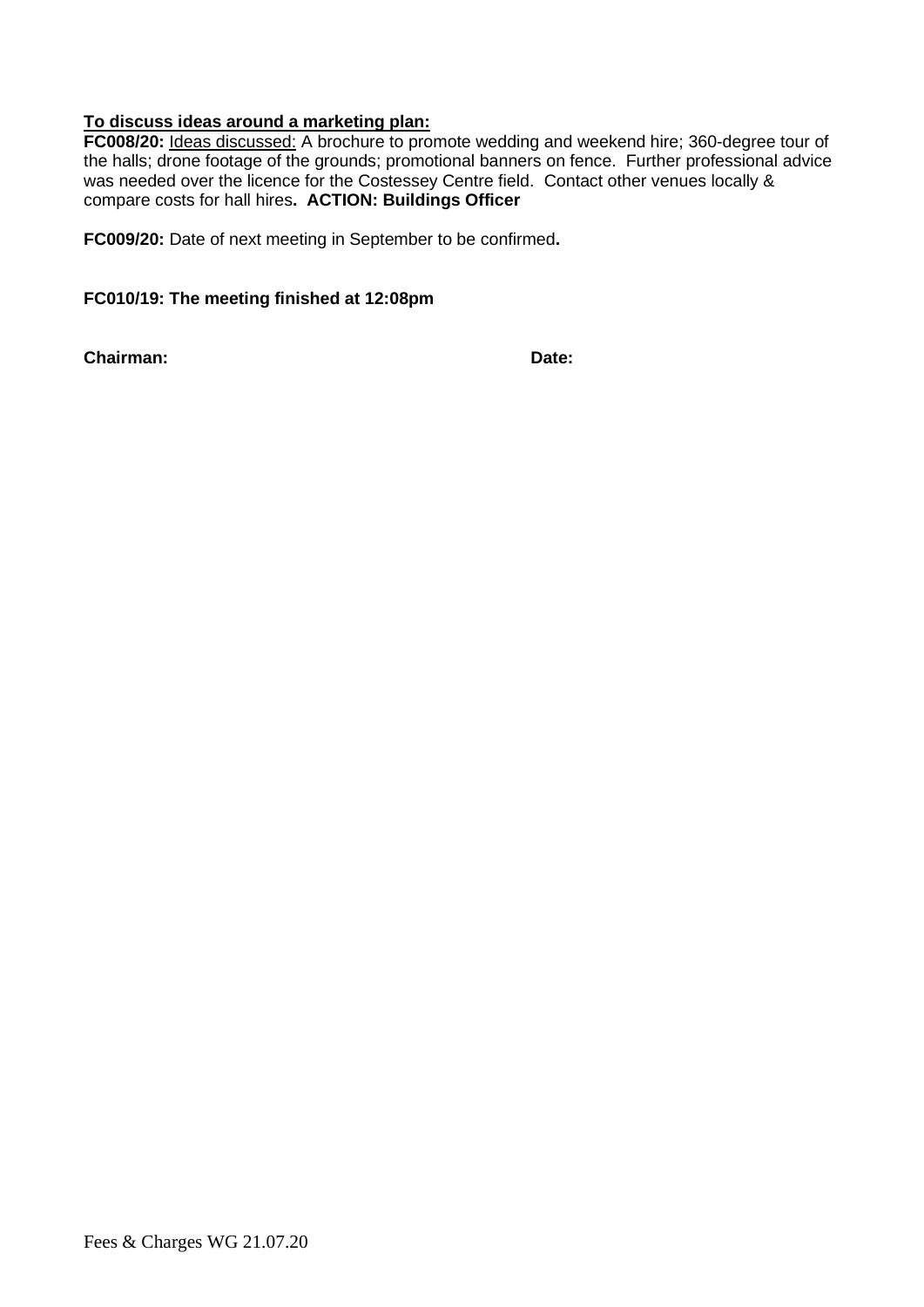**To discuss ideas around a marketing plan:**

**FC008/20:** Ideas discussed: A brochure to promote wedding and weekend hire; 360-degree tour of the halls; drone footage of the grounds; promotional banners on fence. Further professional advice was needed over the licence for the Costessey Centre field. Contact other venues locally & compare costs for hall hires**. ACTION: Buildings Officer**

**FC009/20:** Date of next meeting in September to be confirmed**.**

**FC010/19: The meeting finished at 12:08pm**

**Chairman:** **Date:**